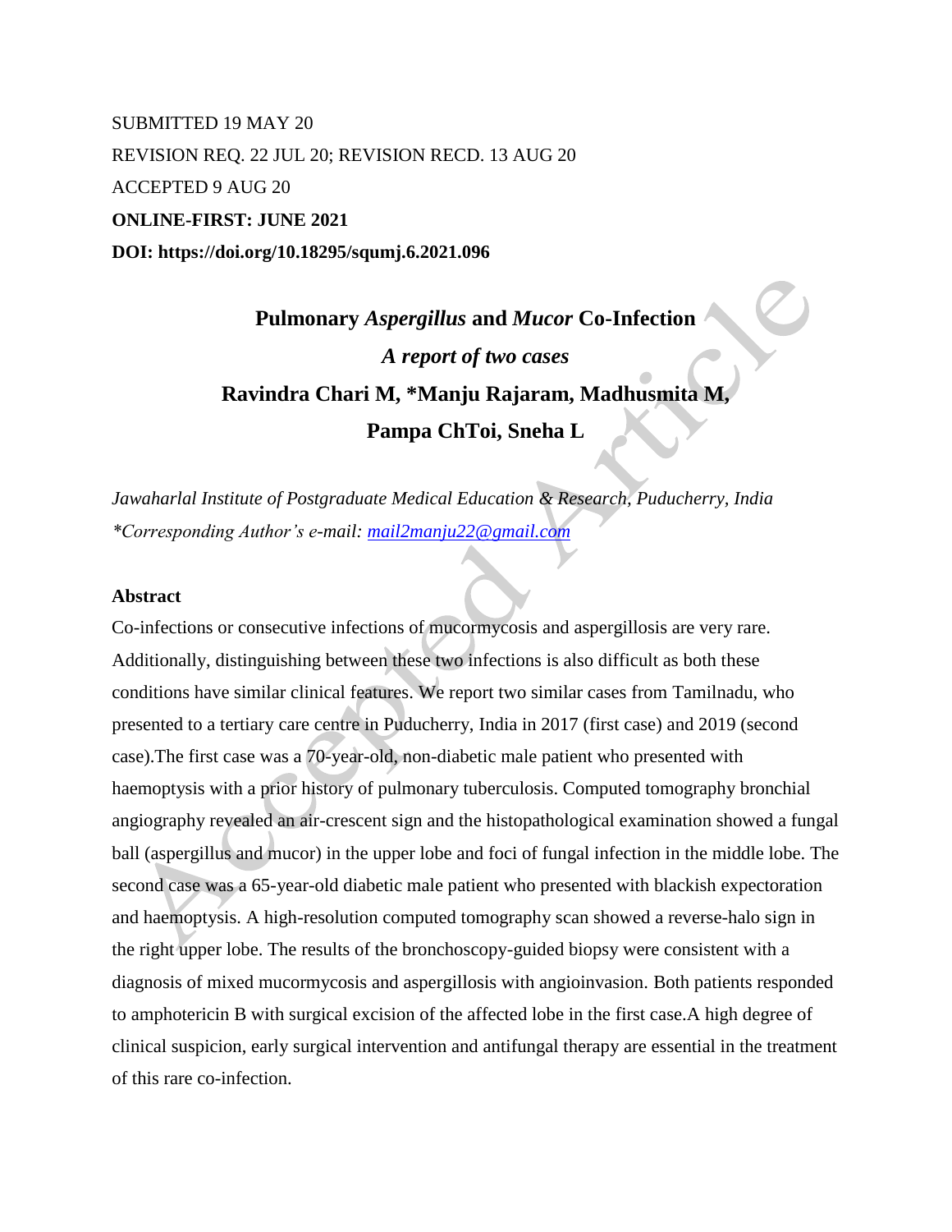SUBMITTED 19 MAY 20

REVISION REQ. 22 JUL 20; REVISION RECD. 13 AUG 20

ACCEPTED 9 AUG 20

**ONLINE-FIRST: JUNE 2021**

**DOI: https://doi.org/10.18295/squmj.6.2021.096**

# Pulmonary *Aspergillus* and *Mucor* Co-Infection

## *A report of two cases*

**Ravindra Chari M, \*Manju Rajaram, Madhusmita M, Pampa ChToi, Sneha L**

*Jawaharlal Institute of Postgraduate Medical Education & Research, Puducherry, India*

*\*Corresponding Author's e-mail: [mail2manju22@gmail.com](mailto:mail2manju22@gmail.com)*

### Abstract

Co-infections or consecutive infections of mucormycosis and aspergillosis are very rare. Additionally, distinguishing between these two infections is also difficult as both these conditions have similar clinical features. We report two similar cases from Tamilnadu, who presented to a tertiary care centre in Puducherry, India in 2017 (first case) and 2019 (second case).The first case was a 70-year-old, non-diabetic male patient who presented with haemoptysis with a prior history of pulmonary tuberculosis. Computed tomography bronchial angiography revealed an air-crescent sign and the histopathological examination showed a fungal ball (aspergillus and mucor) in the upper lobe and foci of fungal infection in the middle lobe. The second case was a 65-year-old diabetic male patient who presented with blackish expectoration and haemoptysis. A high-resolution computed tomography scan showed a reverse-halo sign in the right upper lobe. The results of the bronchoscopy-guided biopsy were consistent with a diagnosis of mixed mucormycosis and aspergillosis with angioinvasion. Both patients responded to amphotericin B with surgical excision of the affected lobe in the first case.A high degree of clinical suspicion, early surgical intervention and antifungal therapy are essential in the treatment of this rare co-infection.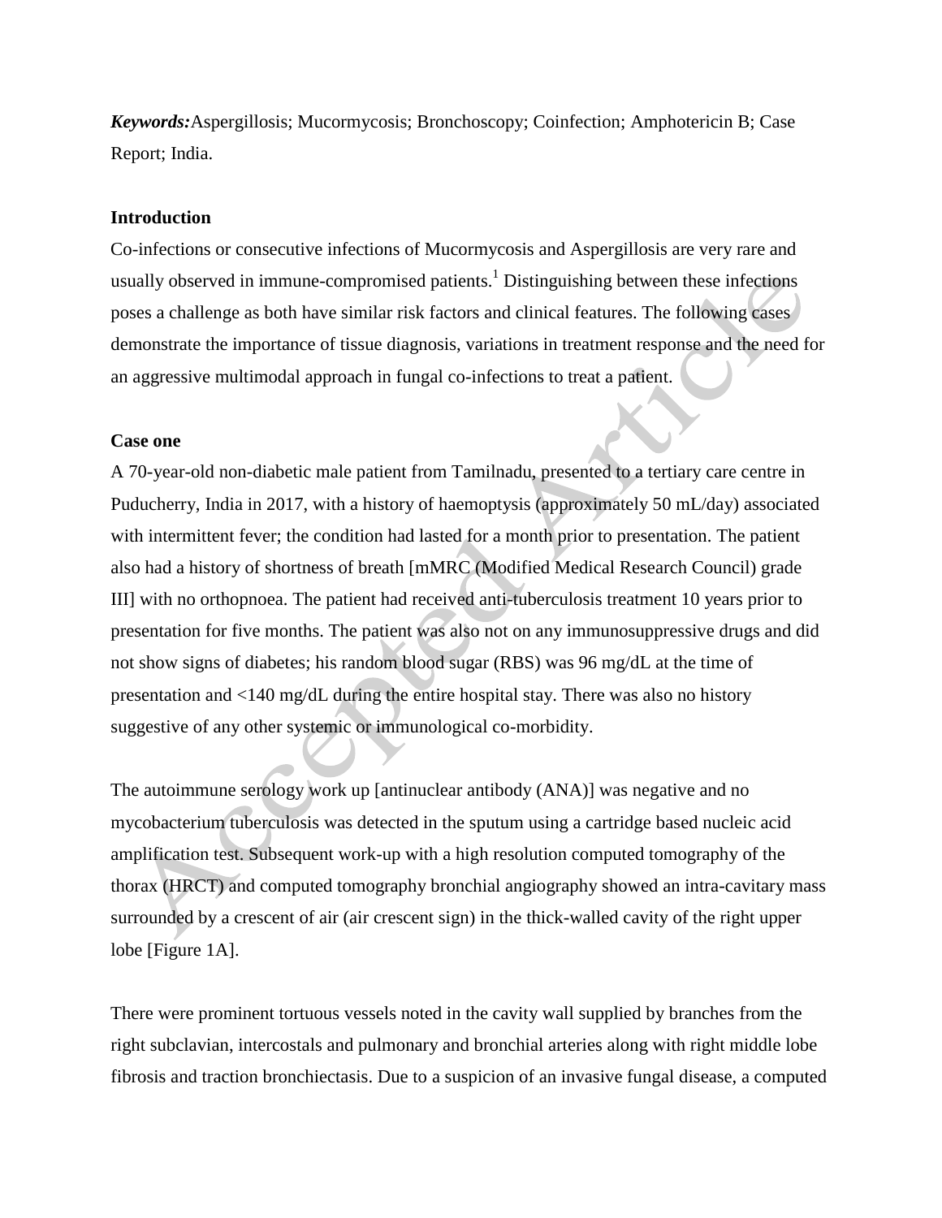***Keywords:***Aspergillosis; Mucormycosis; Bronchoscopy; Coinfection; Amphotericin B; Case Report; India.

## Introduction

Co-infections or consecutive infections of Mucormycosis and Aspergillosis are very rare and usually observed in immune-compromised patients.[1] Distinguishing between these infections poses a challenge as both have similar risk factors and clinical features. The following cases demonstrate the importance of tissue diagnosis, variations in treatment response and the need for an aggressive multimodal approach in fungal co-infections to treat a patient.

## Case one

A 70-year-old non-diabetic male patient from Tamilnadu, presented to a tertiary care centre in Puducherry, India in 2017, with a history of haemoptysis (approximately 50 mL/day) associated with intermittent fever; the condition had lasted for a month prior to presentation. The patient also had a history of shortness of breath [mMRC (Modified Medical Research Council) grade III] with no orthopnoea. The patient had received anti-tuberculosis treatment 10 years prior to presentation for five months. The patient was also not on any immunosuppressive drugs and did not show signs of diabetes; his random blood sugar (RBS) was 96 mg/dL at the time of presentation and <140 mg/dL during the entire hospital stay. There was also no history suggestive of any other systemic or immunological co-morbidity.

The autoimmune serology work up [antinuclear antibody (ANA)] was negative and no mycobacterium tuberculosis was detected in the sputum using a cartridge based nucleic acid amplification test. Subsequent work-up with a high resolution computed tomography of the thorax (HRCT) and computed tomography bronchial angiography showed an intra-cavitary mass surrounded by a crescent of air (air crescent sign) in the thick-walled cavity of the right upper lobe [Figure 1A].

There were prominent tortuous vessels noted in the cavity wall supplied by branches from the right subclavian, intercostals and pulmonary and bronchial arteries along with right middle lobe fibrosis and traction bronchiectasis. Due to a suspicion of an invasive fungal disease, a computed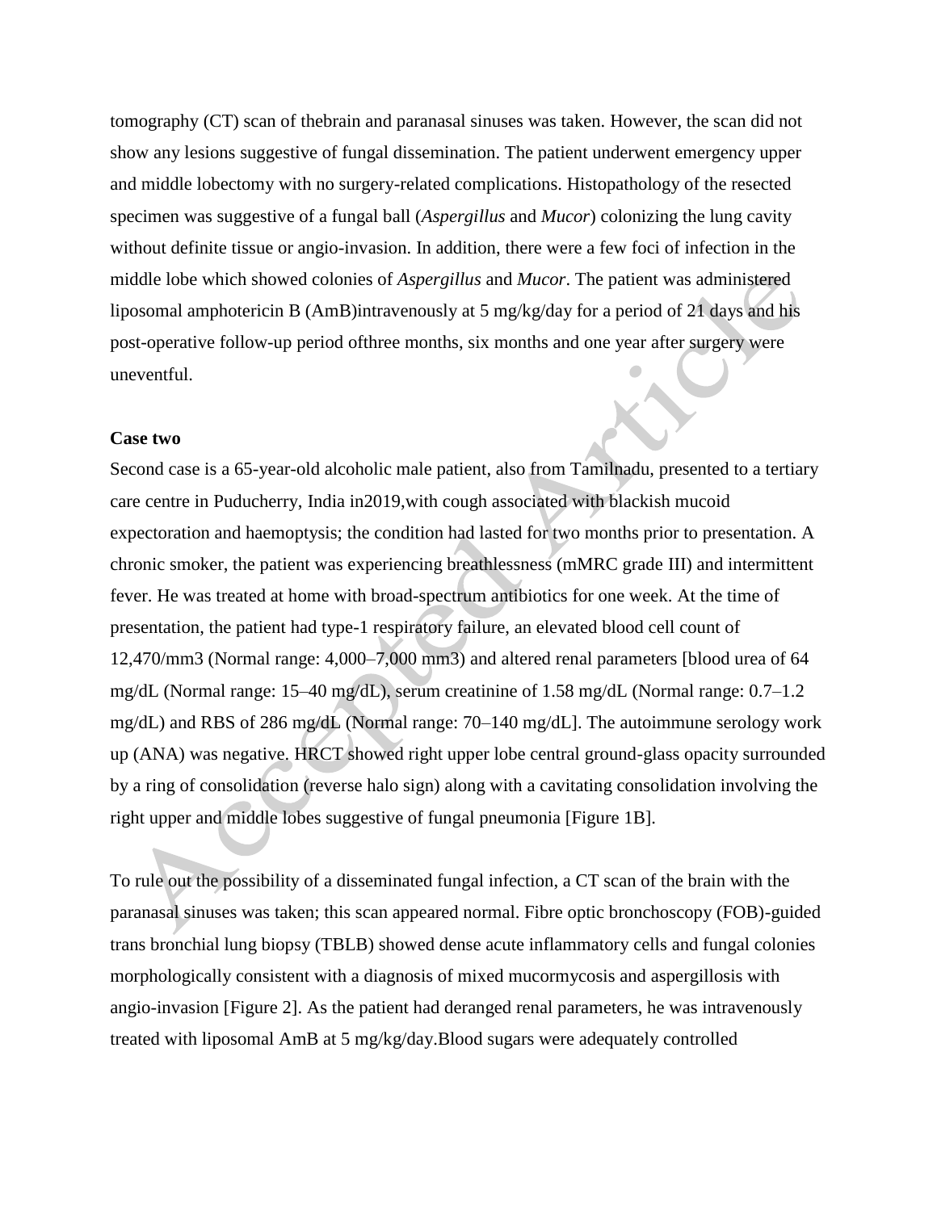tomography (CT) scan of thebrain and paranasal sinuses was taken. However, the scan did not show any lesions suggestive of fungal dissemination. The patient underwent emergency upper and middle lobectomy with no surgery-related complications. Histopathology of the resected specimen was suggestive of a fungal ball (*Aspergillus* and *Mucor*) colonizing the lung cavity without definite tissue or angio-invasion. In addition, there were a few foci of infection in the middle lobe which showed colonies of *Aspergillus* and *Mucor*. The patient was administered liposomal amphotericin B (AmB)intravenously at 5 mg/kg/day for a period of 21 days and his post-operative follow-up period ofthree months, six months and one year after surgery were uneventful.

**Case two**

Second case is a 65-year-old alcoholic male patient, also from Tamilnadu, presented to a tertiary care centre in Puducherry, India in2019,with cough associated with blackish mucoid expectoration and haemoptysis; the condition had lasted for two months prior to presentation. A chronic smoker, the patient was experiencing breathlessness (mMRC grade III) and intermittent fever. He was treated at home with broad-spectrum antibiotics for one week. At the time of presentation, the patient had type-1 respiratory failure, an elevated blood cell count of 12,470/mm3 (Normal range: 4,000–7,000 mm3) and altered renal parameters [blood urea of 64 mg/dL (Normal range: 15–40 mg/dL), serum creatinine of 1.58 mg/dL (Normal range: 0.7–1.2 mg/dL) and RBS of 286 mg/dL (Normal range: 70–140 mg/dL]. The autoimmune serology work up (ANA) was negative. HRCT showed right upper lobe central ground-glass opacity surrounded by a ring of consolidation (reverse halo sign) along with a cavitating consolidation involving the right upper and middle lobes suggestive of fungal pneumonia [Figure 1B].

To rule out the possibility of a disseminated fungal infection, a CT scan of the brain with the paranasal sinuses was taken; this scan appeared normal. Fibre optic bronchoscopy (FOB)-guided trans bronchial lung biopsy (TBLB) showed dense acute inflammatory cells and fungal colonies morphologically consistent with a diagnosis of mixed mucormycosis and aspergillosis with angio-invasion [Figure 2]. As the patient had deranged renal parameters, he was intravenously treated with liposomal AmB at 5 mg/kg/day.Blood sugars were adequately controlled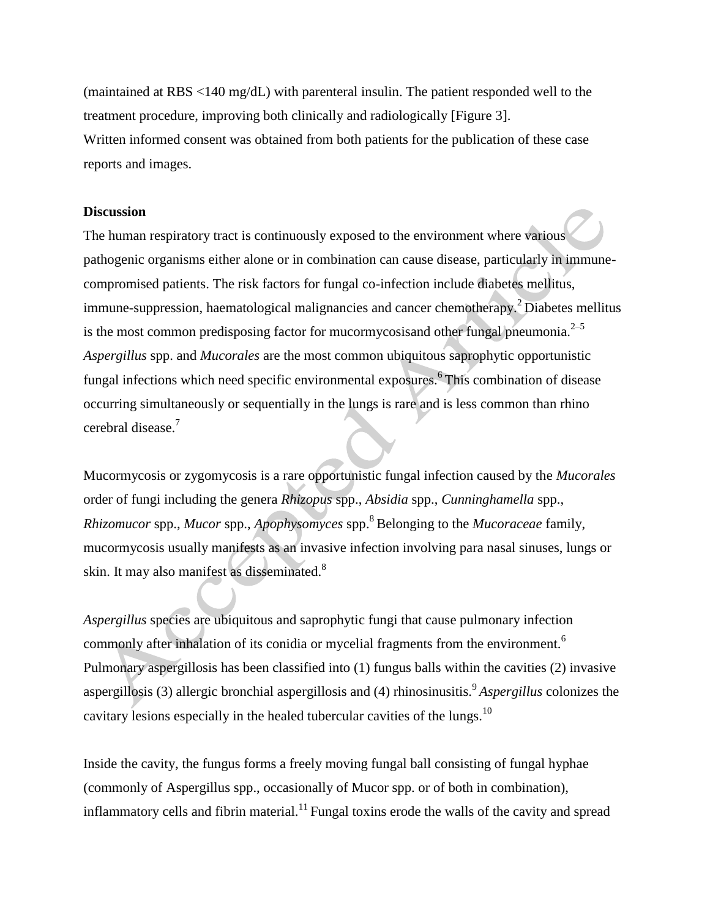(maintained at RBS <140 mg/dL) with parenteral insulin. The patient responded well to the treatment procedure, improving both clinically and radiologically [Figure 3].
Written informed consent was obtained from both patients for the publication of these case reports and images.

## Discussion

The human respiratory tract is continuously exposed to the environment where various pathogenic organisms either alone or in combination can cause disease, particularly in immune-compromised patients. The risk factors for fungal co-infection include diabetes mellitus, immune-suppression, haematological malignancies and cancer chemotherapy.[2] Diabetes mellitus is the most common predisposing factor for mucormycosisand other fungal pneumonia.[2–5] *Aspergillus* spp. and *Mucorales* are the most common ubiquitous saprophytic opportunistic fungal infections which need specific environmental exposures.[6] This combination of disease occurring simultaneously or sequentially in the lungs is rare and is less common than rhino cerebral disease.[7]

Mucormycosis or zygomycosis is a rare opportunistic fungal infection caused by the *Mucorales* order of fungi including the genera *Rhizopus* spp., *Absidia* spp., *Cunninghamella* spp., *Rhizomucor* spp., *Mucor* spp., *Apophysomyces* spp.[8] Belonging to the *Mucoraceae* family, mucormycosis usually manifests as an invasive infection involving para nasal sinuses, lungs or skin. It may also manifest as disseminated.[8]

*Aspergillus* species are ubiquitous and saprophytic fungi that cause pulmonary infection commonly after inhalation of its conidia or mycelial fragments from the environment.[6] Pulmonary aspergillosis has been classified into (1) fungus balls within the cavities (2) invasive aspergillosis (3) allergic bronchial aspergillosis and (4) rhinosinusitis.[9] *Aspergillus* colonizes the cavitary lesions especially in the healed tubercular cavities of the lungs.[10]

Inside the cavity, the fungus forms a freely moving fungal ball consisting of fungal hyphae (commonly of Aspergillus spp., occasionally of Mucor spp. or of both in combination), inflammatory cells and fibrin material.[11] Fungal toxins erode the walls of the cavity and spread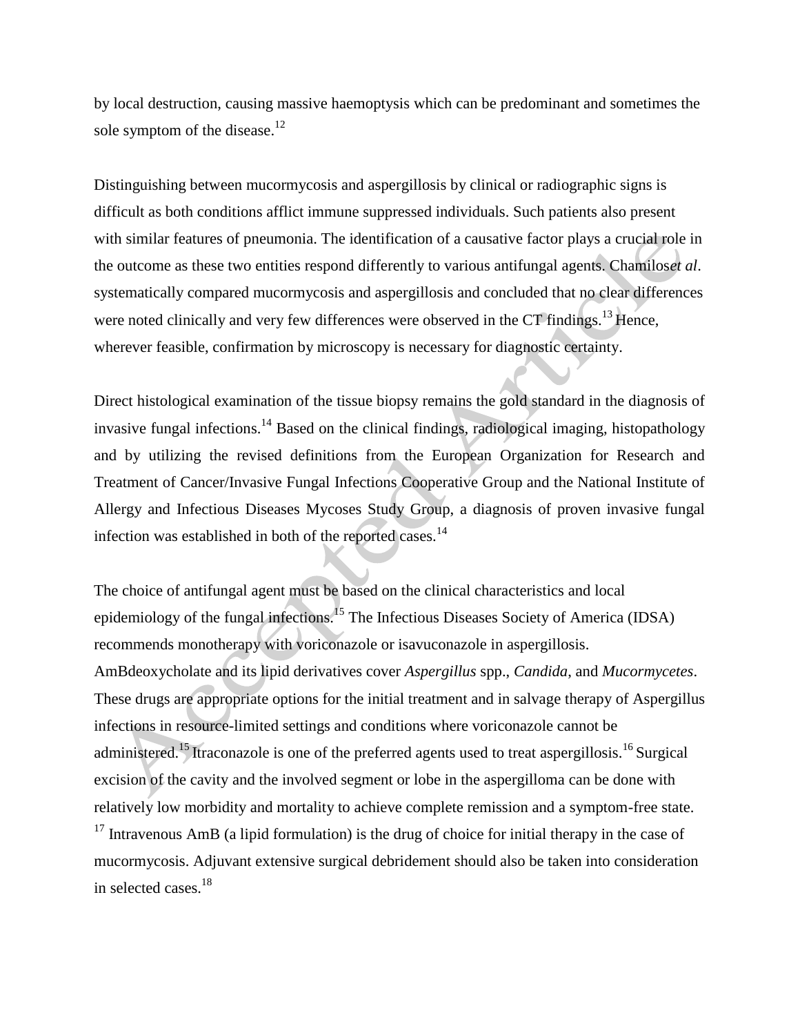by local destruction, causing massive haemoptysis which can be predominant and sometimes the sole symptom of the disease.[12]

Distinguishing between mucormycosis and aspergillosis by clinical or radiographic signs is difficult as both conditions afflict immune suppressed individuals. Such patients also present with similar features of pneumonia. The identification of a causative factor plays a crucial role in the outcome as these two entities respond differently to various antifungal agents. Chamilos*et al*. systematically compared mucormycosis and aspergillosis and concluded that no clear differences were noted clinically and very few differences were observed in the CT findings.[13] Hence, wherever feasible, confirmation by microscopy is necessary for diagnostic certainty.

Direct histological examination of the tissue biopsy remains the gold standard in the diagnosis of invasive fungal infections.[14] Based on the clinical findings, radiological imaging, histopathology and by utilizing the revised definitions from the European Organization for Research and Treatment of Cancer/Invasive Fungal Infections Cooperative Group and the National Institute of Allergy and Infectious Diseases Mycoses Study Group, a diagnosis of proven invasive fungal infection was established in both of the reported cases.[14]

The choice of antifungal agent must be based on the clinical characteristics and local epidemiology of the fungal infections.[15] The Infectious Diseases Society of America (IDSA) recommends monotherapy with voriconazole or isavuconazole in aspergillosis. AmBdeoxycholate and its lipid derivatives cover *Aspergillus* spp., *Candida*, and *Mucormycetes*. These drugs are appropriate options for the initial treatment and in salvage therapy of Aspergillus infections in resource-limited settings and conditions where voriconazole cannot be administered.[15] Itraconazole is one of the preferred agents used to treat aspergillosis.[16] Surgical excision of the cavity and the involved segment or lobe in the aspergilloma can be done with relatively low morbidity and mortality to achieve complete remission and a symptom-free state.[17] Intravenous AmB (a lipid formulation) is the drug of choice for initial therapy in the case of mucormycosis. Adjuvant extensive surgical debridement should also be taken into consideration in selected cases.[18]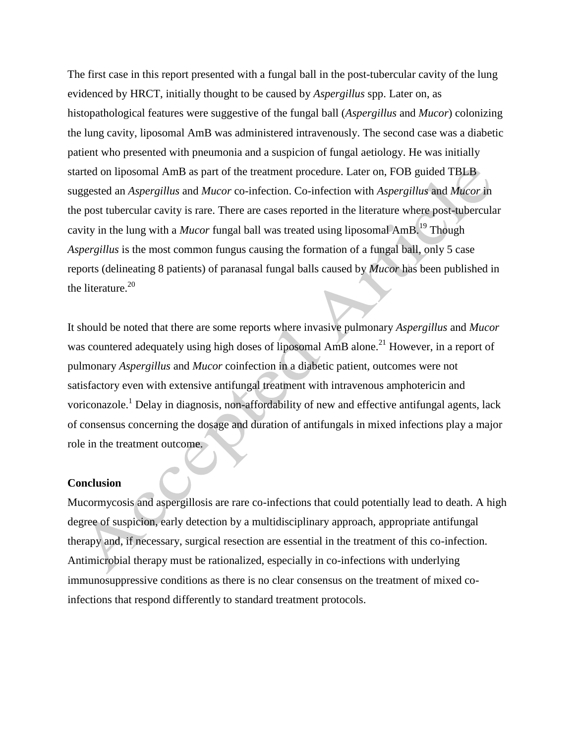The first case in this report presented with a fungal ball in the post-tubercular cavity of the lung evidenced by HRCT, initially thought to be caused by *Aspergillus* spp. Later on, as histopathological features were suggestive of the fungal ball (*Aspergillus* and *Mucor*) colonizing the lung cavity, liposomal AmB was administered intravenously. The second case was a diabetic patient who presented with pneumonia and a suspicion of fungal aetiology. He was initially started on liposomal AmB as part of the treatment procedure. Later on, FOB guided TBLB suggested an *Aspergillus* and *Mucor* co-infection. Co-infection with *Aspergillus* and *Mucor* in the post tubercular cavity is rare. There are cases reported in the literature where post-tubercular cavity in the lung with a *Mucor* fungal ball was treated using liposomal AmB.[19] Though *Aspergillus* is the most common fungus causing the formation of a fungal ball, only 5 case reports (delineating 8 patients) of paranasal fungal balls caused by *Mucor* has been published in the literature.[20]

It should be noted that there are some reports where invasive pulmonary *Aspergillus* and *Mucor* was countered adequately using high doses of liposomal AmB alone.[21] However, in a report of pulmonary *Aspergillus* and *Mucor* coinfection in a diabetic patient, outcomes were not satisfactory even with extensive antifungal treatment with intravenous amphotericin and voriconazole.[1] Delay in diagnosis, non-affordability of new and effective antifungal agents, lack of consensus concerning the dosage and duration of antifungals in mixed infections play a major role in the treatment outcome.

## Conclusion

Mucormycosis and aspergillosis are rare co-infections that could potentially lead to death. A high degree of suspicion, early detection by a multidisciplinary approach, appropriate antifungal therapy and, if necessary, surgical resection are essential in the treatment of this co-infection. Antimicrobial therapy must be rationalized, especially in co-infections with underlying immunosuppressive conditions as there is no clear consensus on the treatment of mixed co-infections that respond differently to standard treatment protocols.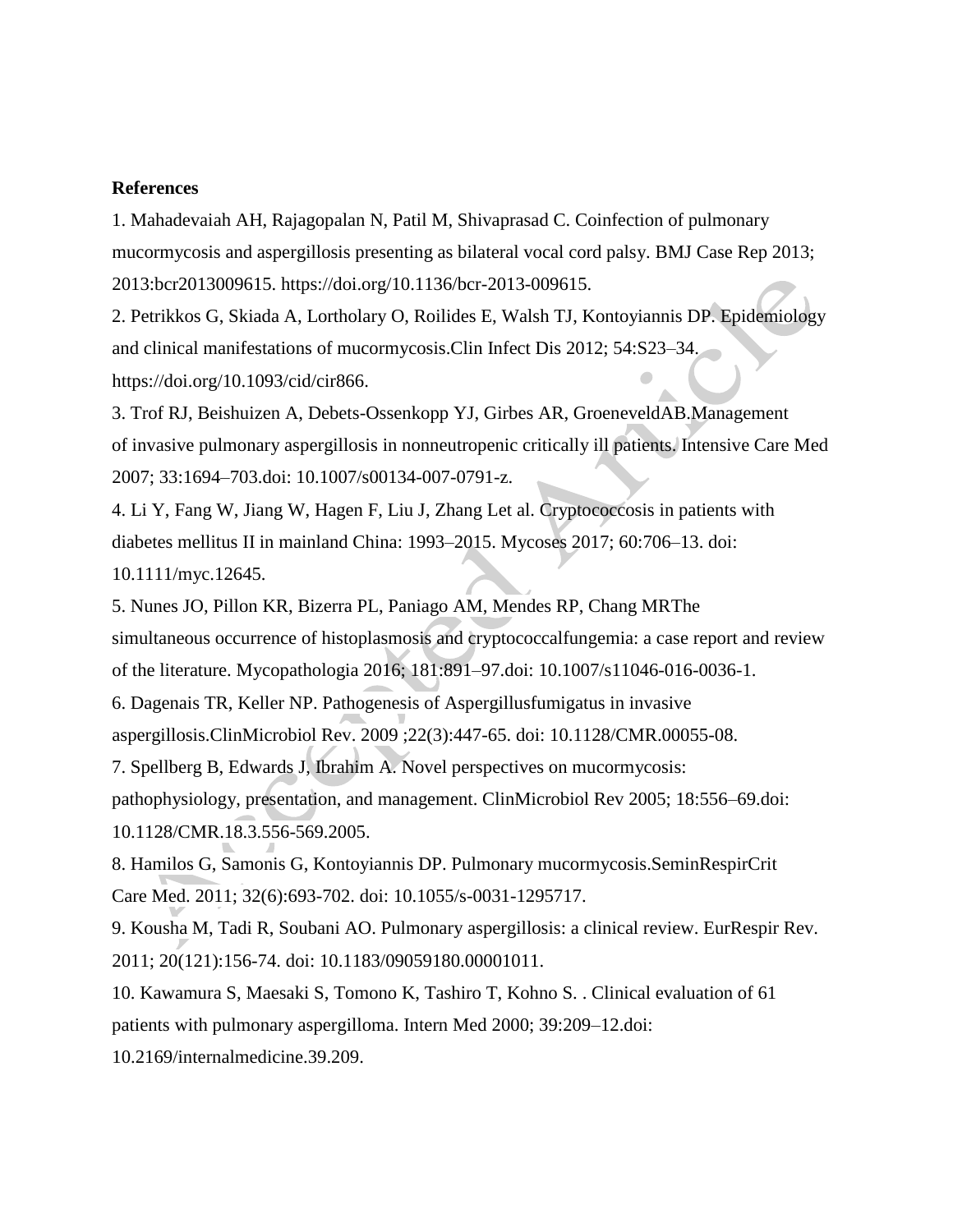**References**

1. Mahadevaiah AH, Rajagopalan N, Patil M, Shivaprasad C. Coinfection of pulmonary mucormycosis and aspergillosis presenting as bilateral vocal cord palsy. BMJ Case Rep 2013; 2013:bcr2013009615. https://doi.org/10.1136/bcr-2013-009615.

2. Petrikkos G, Skiada A, Lortholary O, Roilides E, Walsh TJ, Kontoyiannis DP. Epidemiology and clinical manifestations of mucormycosis.Clin Infect Dis 2012; 54:S23–34. https://doi.org/10.1093/cid/cir866.

3. Trof RJ, Beishuizen A, Debets-Ossenkopp YJ, Girbes AR, GroeneveldAB.Management of invasive pulmonary aspergillosis in nonneutropenic critically ill patients. Intensive Care Med 2007; 33:1694–703.doi: 10.1007/s00134-007-0791-z.

4. Li Y, Fang W, Jiang W, Hagen F, Liu J, Zhang Let al. Cryptococcosis in patients with diabetes mellitus II in mainland China: 1993–2015. Mycoses 2017; 60:706–13. doi: 10.1111/myc.12645.

5. Nunes JO, Pillon KR, Bizerra PL, Paniago AM, Mendes RP, Chang MRThe simultaneous occurrence of histoplasmosis and cryptococcalfungemia: a case report and review of the literature. Mycopathologia 2016; 181:891–97.doi: 10.1007/s11046-016-0036-1.

6. Dagenais TR, Keller NP. Pathogenesis of Aspergillusfumigatus in invasive aspergillosis.ClinMicrobiol Rev. 2009 ;22(3):447-65. doi: 10.1128/CMR.00055-08.

7. Spellberg B, Edwards J, Ibrahim A. Novel perspectives on mucormycosis: pathophysiology, presentation, and management. ClinMicrobiol Rev 2005; 18:556–69.doi: 10.1128/CMR.18.3.556-569.2005.

8. Hamilos G, Samonis G, Kontoyiannis DP. Pulmonary mucormycosis.SeminRespirCrit Care Med. 2011; 32(6):693-702. doi: 10.1055/s-0031-1295717.

9. Kousha M, Tadi R, Soubani AO. Pulmonary aspergillosis: a clinical review. EurRespir Rev. 2011; 20(121):156-74. doi: 10.1183/09059180.00001011.

10. Kawamura S, Maesaki S, Tomono K, Tashiro T, Kohno S. . Clinical evaluation of 61 patients with pulmonary aspergilloma. Intern Med 2000; 39:209–12.doi: 10.2169/internalmedicine.39.209.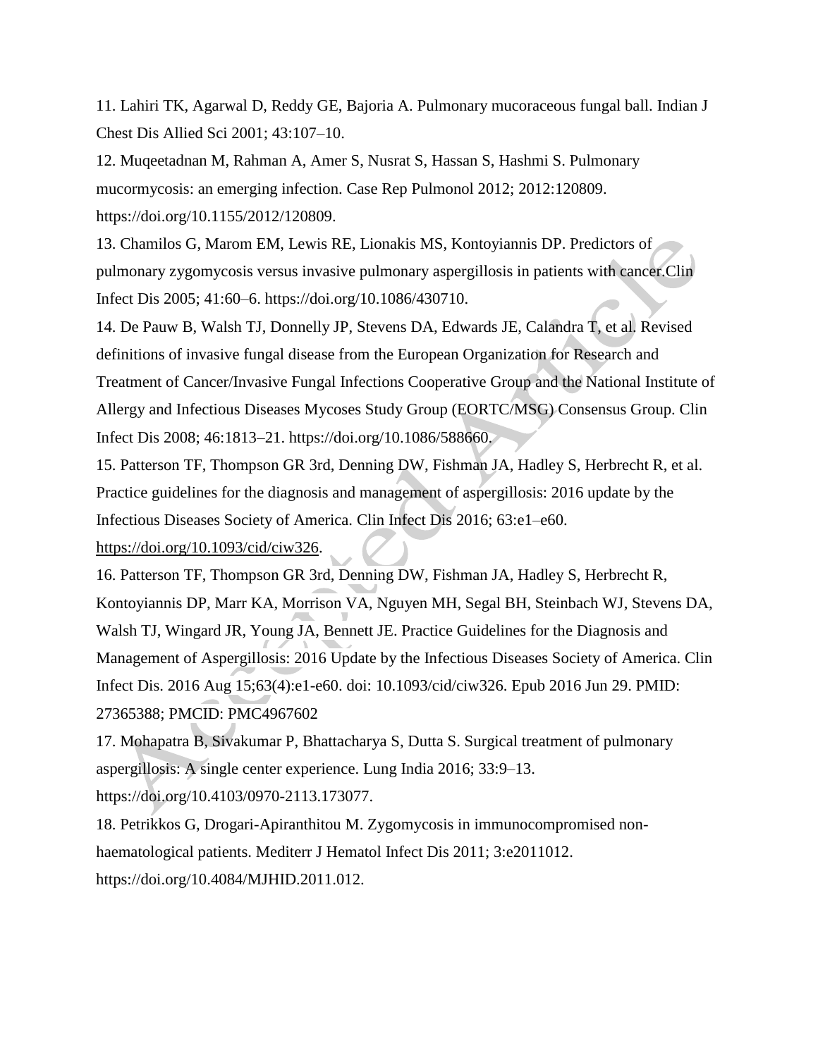11. Lahiri TK, Agarwal D, Reddy GE, Bajoria A. Pulmonary mucoraceous fungal ball. Indian J Chest Dis Allied Sci 2001; 43:107–10.

12. Muqeetadnan M, Rahman A, Amer S, Nusrat S, Hassan S, Hashmi S. Pulmonary mucormycosis: an emerging infection. Case Rep Pulmonol 2012; 2012:120809. https://doi.org/10.1155/2012/120809.

13. Chamilos G, Marom EM, Lewis RE, Lionakis MS, Kontoyiannis DP. Predictors of pulmonary zygomycosis versus invasive pulmonary aspergillosis in patients with cancer.Clin Infect Dis 2005; 41:60–6. https://doi.org/10.1086/430710.

14. De Pauw B, Walsh TJ, Donnelly JP, Stevens DA, Edwards JE, Calandra T, et al. Revised definitions of invasive fungal disease from the European Organization for Research and Treatment of Cancer/Invasive Fungal Infections Cooperative Group and the National Institute of Allergy and Infectious Diseases Mycoses Study Group (EORTC/MSG) Consensus Group. Clin Infect Dis 2008; 46:1813–21. https://doi.org/10.1086/588660.

15. Patterson TF, Thompson GR 3rd, Denning DW, Fishman JA, Hadley S, Herbrecht R, et al. Practice guidelines for the diagnosis and management of aspergillosis: 2016 update by the Infectious Diseases Society of America. Clin Infect Dis 2016; 63:e1–e60. https://doi.org/10.1093/cid/ciw326.

16. Patterson TF, Thompson GR 3rd, Denning DW, Fishman JA, Hadley S, Herbrecht R, Kontoyiannis DP, Marr KA, Morrison VA, Nguyen MH, Segal BH, Steinbach WJ, Stevens DA, Walsh TJ, Wingard JR, Young JA, Bennett JE. Practice Guidelines for the Diagnosis and Management of Aspergillosis: 2016 Update by the Infectious Diseases Society of America. Clin Infect Dis. 2016 Aug 15;63(4):e1-e60. doi: 10.1093/cid/ciw326. Epub 2016 Jun 29. PMID: 27365388; PMCID: PMC4967602

17. Mohapatra B, Sivakumar P, Bhattacharya S, Dutta S. Surgical treatment of pulmonary aspergillosis: A single center experience. Lung India 2016; 33:9–13. https://doi.org/10.4103/0970-2113.173077.

18. Petrikkos G, Drogari-Apiranthitou M. Zygomycosis in immunocompromised non-haematological patients. Mediterr J Hematol Infect Dis 2011; 3:e2011012. https://doi.org/10.4084/MJHID.2011.012.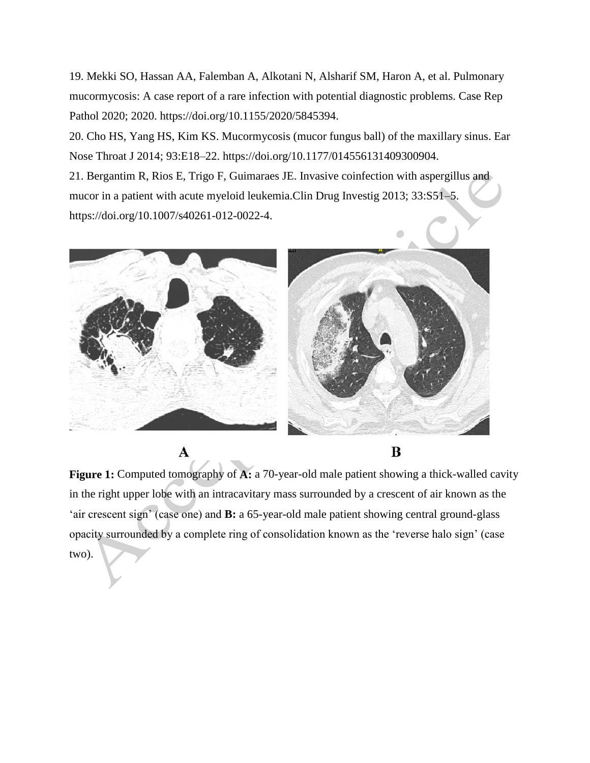19. Mekki SO, Hassan AA, Falemban A, Alkotani N, Alsharif SM, Haron A, et al. Pulmonary mucormycosis: A case report of a rare infection with potential diagnostic problems. Case Rep Pathol 2020; 2020. https://doi.org/10.1155/2020/5845394.

20. Cho HS, Yang HS, Kim KS. Mucormycosis (mucor fungus ball) of the maxillary sinus. Ear Nose Throat J 2014; 93:E18–22. https://doi.org/10.1177/014556131409300904.

21. Bergantim R, Rios E, Trigo F, Guimaraes JE. Invasive coinfection with aspergillus and mucor in a patient with acute myeloid leukemia.Clin Drug Investig 2013; 33:S51–5. https://doi.org/10.1007/s40261-012-0022-4.

**Figure 1:** Computed tomography of **A:** a 70-year-old male patient showing a thick-walled cavity in the right upper lobe with an intracavitary mass surrounded by a crescent of air known as the 'air crescent sign' (case one) and **B:** a 65-year-old male patient showing central ground-glass opacity surrounded by a complete ring of consolidation known as the 'reverse halo sign' (case two).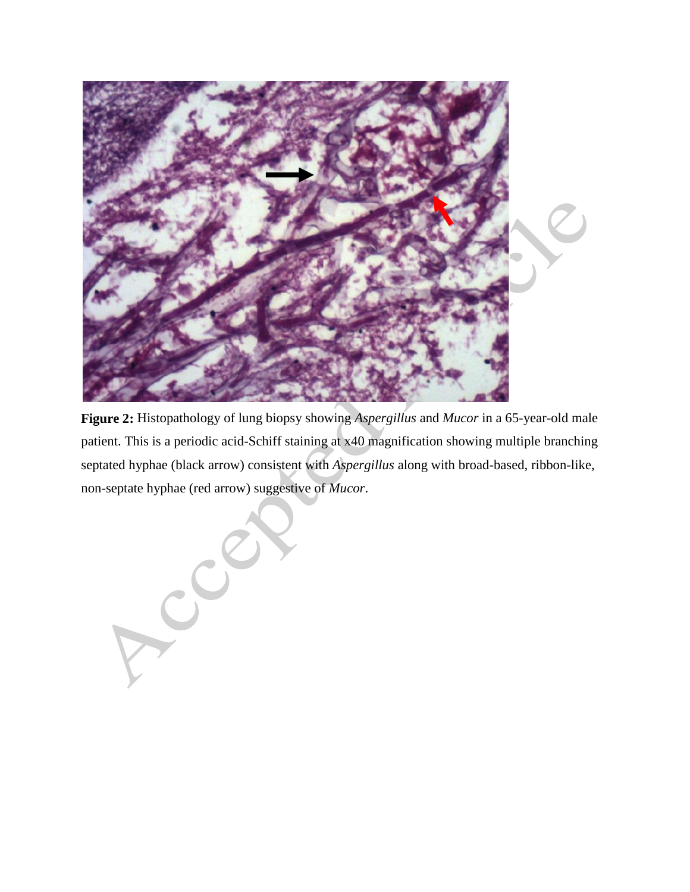**Figure 2:** Histopathology of lung biopsy showing *Aspergillus* and *Mucor* in a 65-year-old male patient. This is a periodic acid-Schiff staining at x40 magnification showing multiple branching septated hyphae (black arrow) consistent with *Aspergillus* along with broad-based, ribbon-like, non-septate hyphae (red arrow) suggestive of *Mucor*.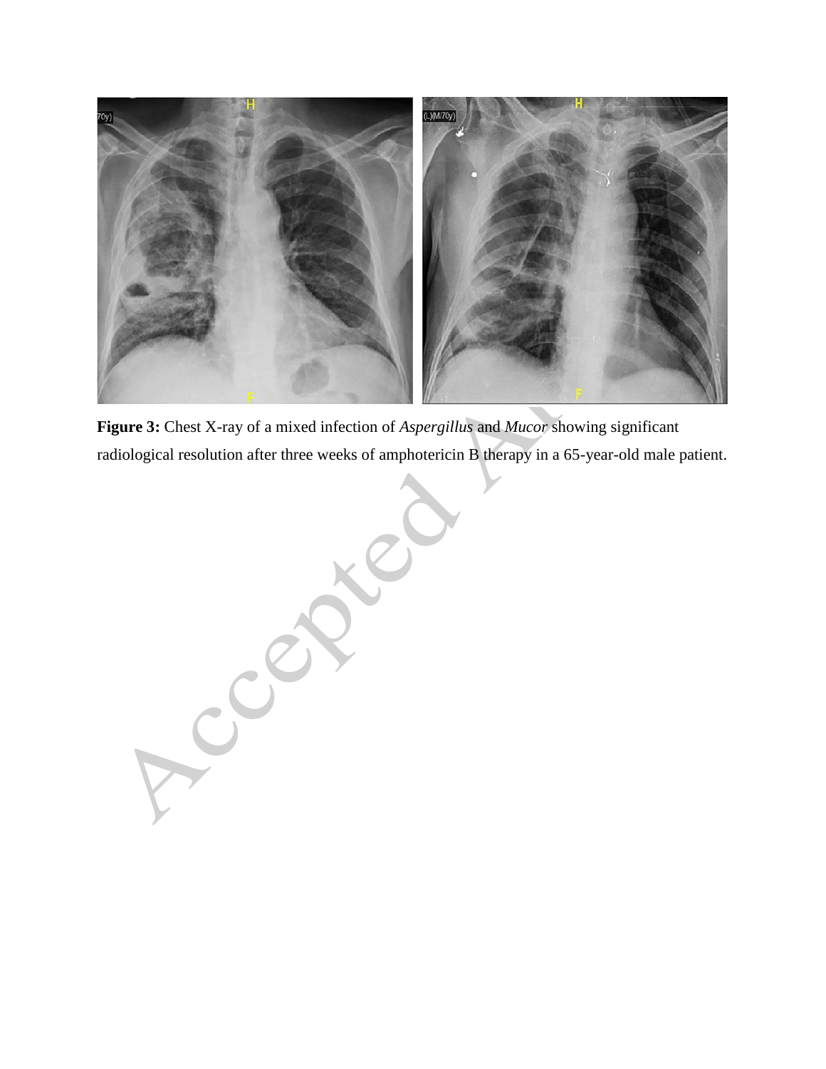**Figure 3:** Chest X-ray of a mixed infection of *Aspergillus* and *Mucor* showing significant radiological resolution after three weeks of amphotericin B therapy in a 65-year-old male patient.